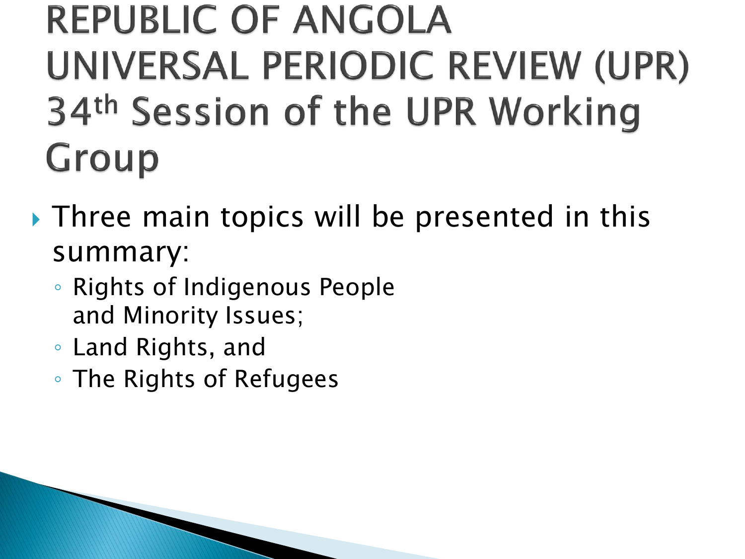# REPUBLIC OF ANGOLA UNIVERSAL PERIODIC REVIEW (UPR) 34th Session of the UPR Working Group

- Three main topics will be presented in this summary:
  - Rights of Indigenous People and Minority Issues;
  - Land Rights, and
  - The Rights of Refugees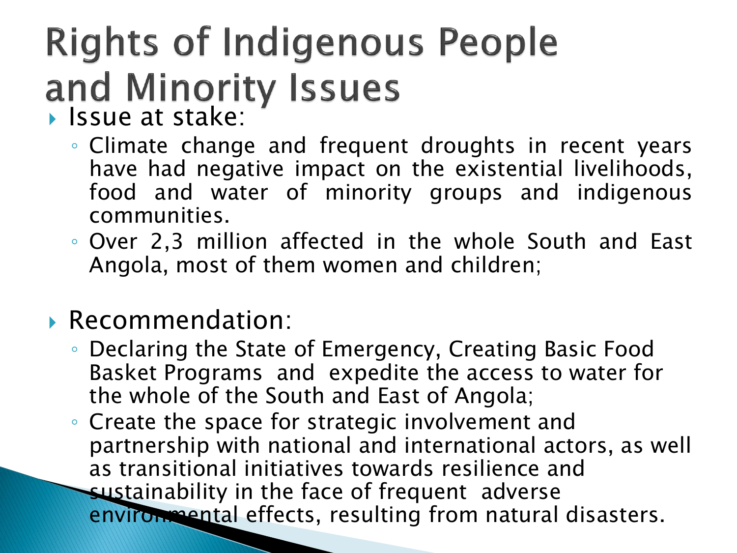# Rights of Indigenous People and Minority Issues

- Issue at stake:
  - Climate change and frequent droughts in recent years have had negative impact on the existential livelihoods, food and water of minority groups and indigenous communities.
  - Over 2,3 million affected in the whole South and East Angola, most of them women and children;

- Recommendation:
  - Declaring the State of Emergency, Creating Basic Food Basket Programs and expedite the access to water for the whole of the South and East of Angola;
  - Create the space for strategic involvement and partnership with national and international actors, as well as transitional initiatives towards resilience and sustainability in the face of frequent adverse environmental effects, resulting from natural disasters.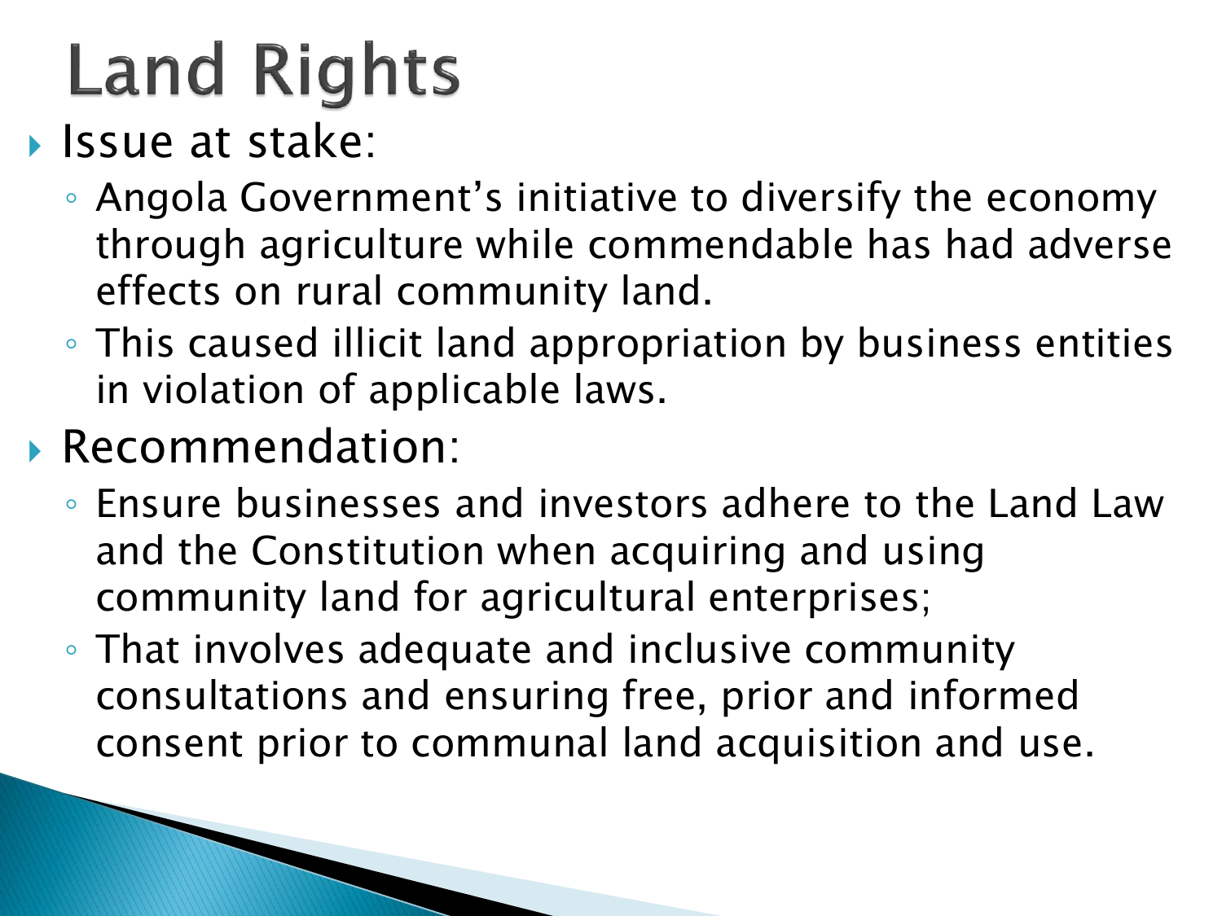# Land Rights

- Issue at stake:
  - Angola Government's initiative to diversify the economy through agriculture while commendable has had adverse effects on rural community land.
  - This caused illicit land appropriation by business entities in violation of applicable laws.
- Recommendation:
  - Ensure businesses and investors adhere to the Land Law and the Constitution when acquiring and using community land for agricultural enterprises;
  - That involves adequate and inclusive community consultations and ensuring free, prior and informed consent prior to communal land acquisition and use.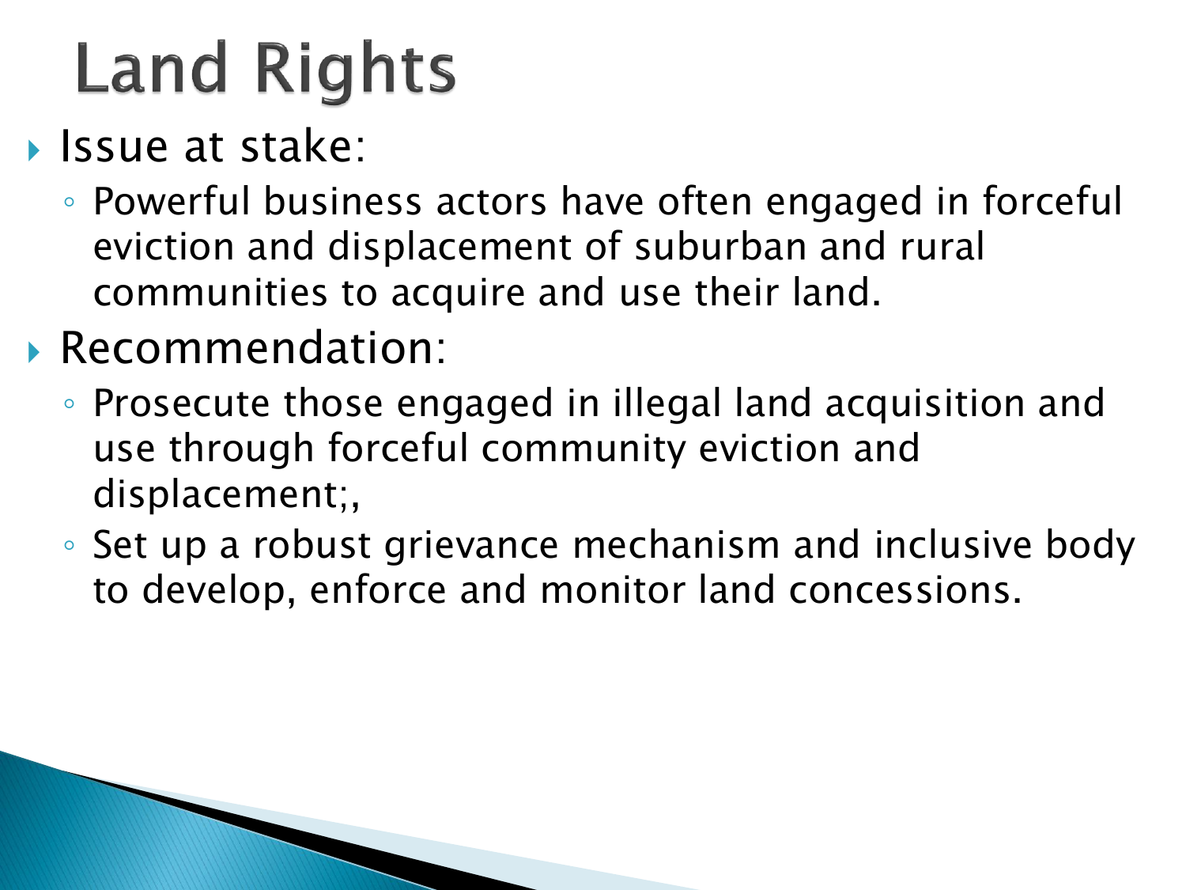# Land Rights

- Issue at stake:
  - Powerful business actors have often engaged in forceful eviction and displacement of suburban and rural communities to acquire and use their land.
- Recommendation:
  - Prosecute those engaged in illegal land acquisition and use through forceful community eviction and displacement;,
  - Set up a robust grievance mechanism and inclusive body to develop, enforce and monitor land concessions.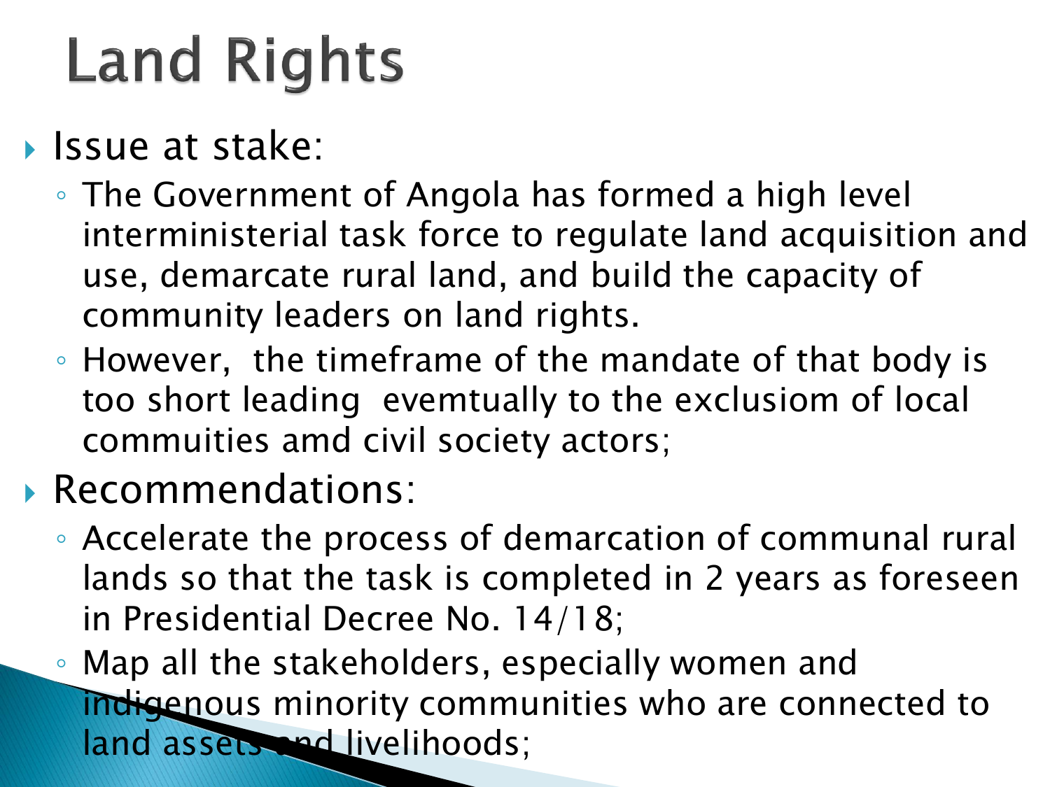# Land Rights

- Issue at stake:
  - The Government of Angola has formed a high level interministerial task force to regulate land acquisition and use, demarcate rural land, and build the capacity of community leaders on land rights.
  - However, the timeframe of the mandate of that body is too short leading evemtually to the exclusiom of local commuities amd civil society actors;
- Recommendations:
  - Accelerate the process of demarcation of communal rural lands so that the task is completed in 2 years as foreseen in Presidential Decree No. 14/18;
  - Map all the stakeholders, especially women and indigenous minority communities who are connected to land assets and livelihoods;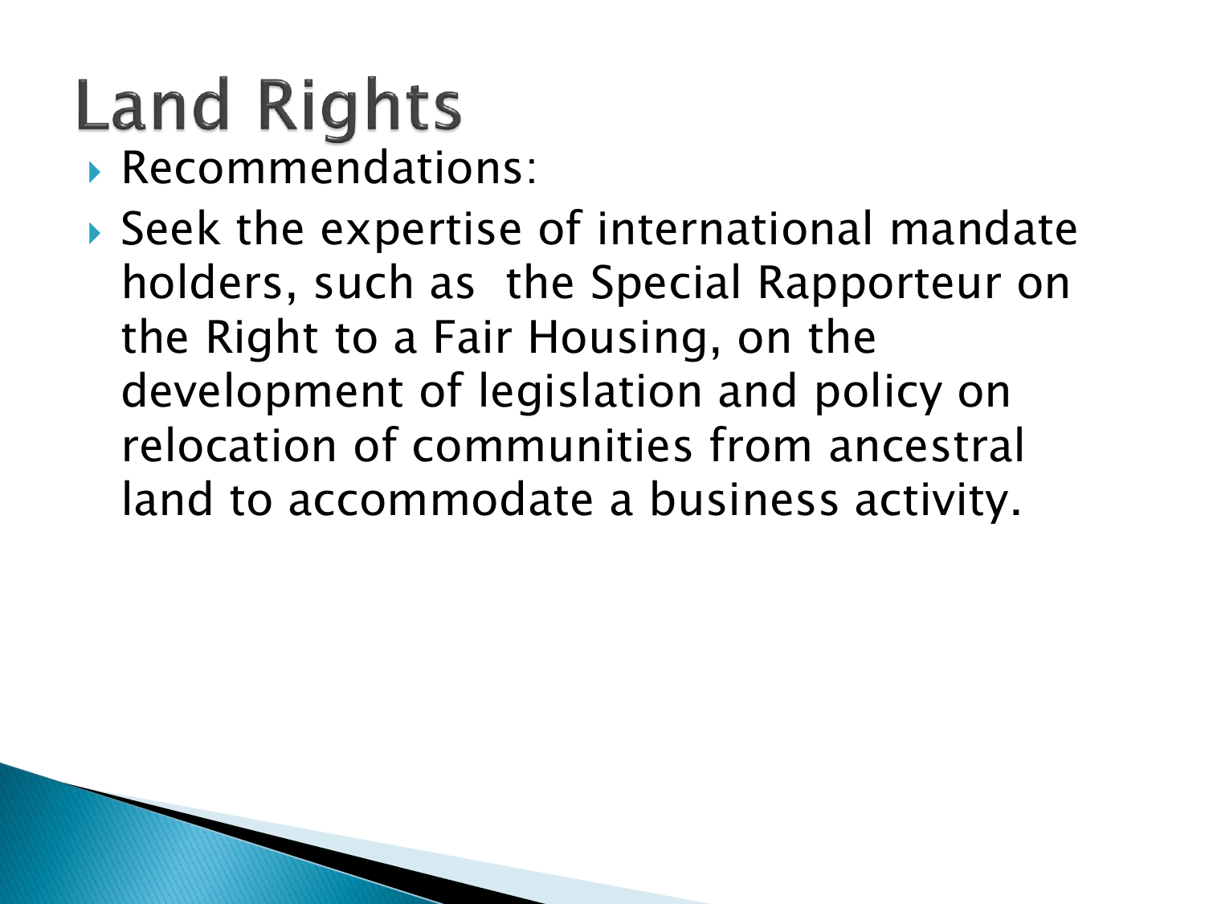# Land Rights

- Recommendations:
- Seek the expertise of international mandate holders, such as  the Special Rapporteur on the Right to a Fair Housing, on the development of legislation and policy on relocation of communities from ancestral land to accommodate a business activity.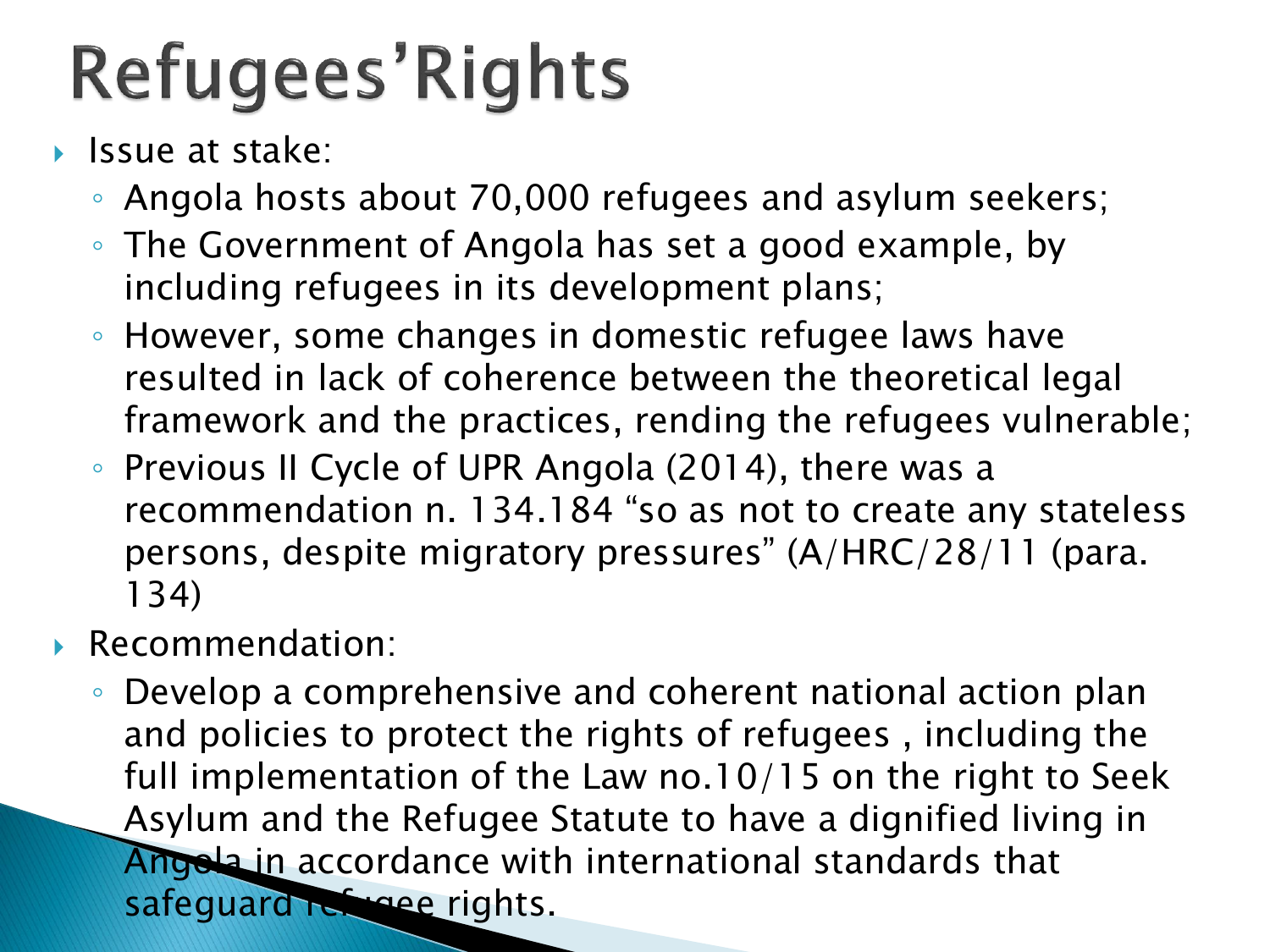# Refugees'Rights

- Issue at stake:
  - Angola hosts about 70,000 refugees and asylum seekers;
  - The Government of Angola has set a good example, by including refugees in its development plans;
  - However, some changes in domestic refugee laws have resulted in lack of coherence between the theoretical legal framework and the practices, rending the refugees vulnerable;
  - Previous II Cycle of UPR Angola (2014), there was a recommendation n. 134.184 "so as not to create any stateless persons, despite migratory pressures" (A/HRC/28/11 (para. 134)
- Recommendation:
  - Develop a comprehensive and coherent national action plan and policies to protect the rights of refugees , including the full implementation of the Law no.10/15 on the right to Seek Asylum and the Refugee Statute to have a dignified living in Angola in accordance with international standards that safeguard refugee rights.